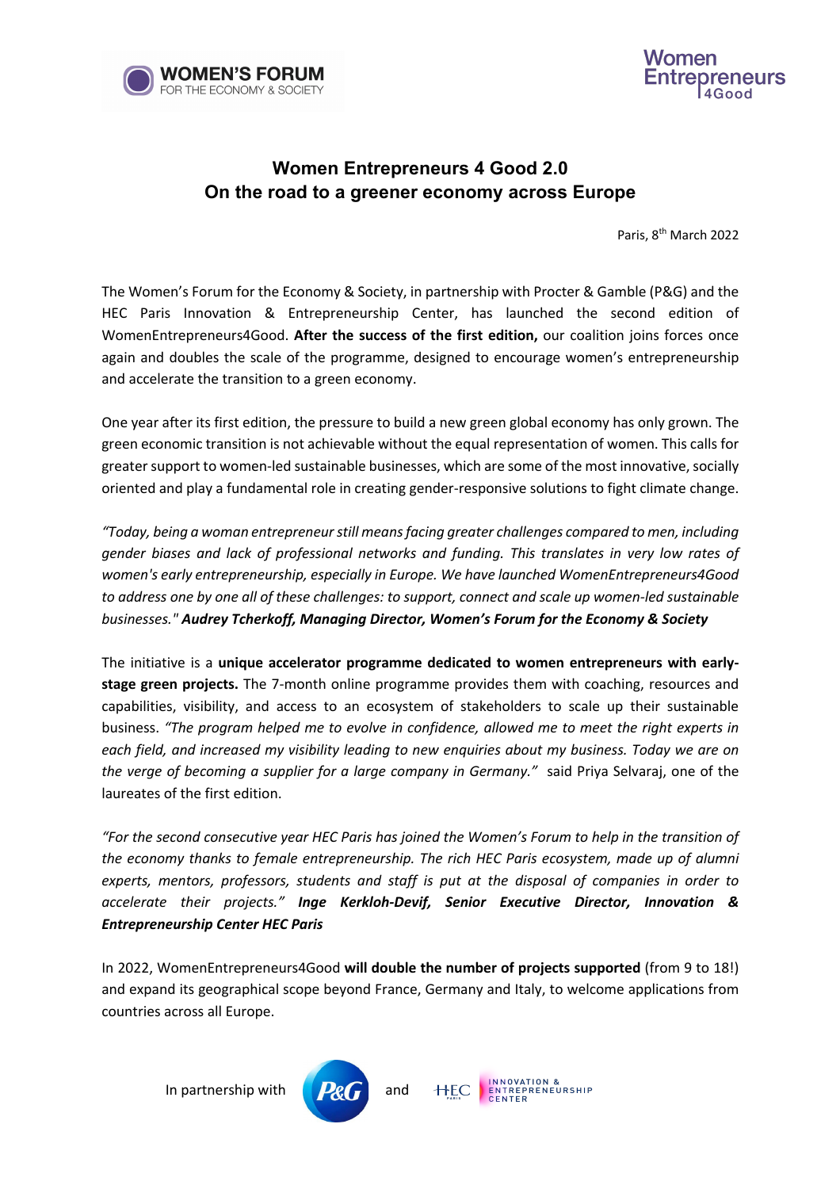# Women Entrepreneurs 4 Good 2.0
## On the road to a greener economy across Europe

Paris, 8th March 2022

The Women's Forum for the Economy & Society, in partnership with Procter & Gamble (P&G) and the HEC Paris Innovation & Entrepreneurship Center, has launched the second edition of WomenEntrepreneurs4Good. **After the success of the first edition,** our coalition joins forces once again and doubles the scale of the programme, designed to encourage women's entrepreneurship and accelerate the transition to a green economy.

One year after its first edition, the pressure to build a new green global economy has only grown. The green economic transition is not achievable without the equal representation of women. This calls for greater support to women-led sustainable businesses, which are some of the most innovative, socially oriented and play a fundamental role in creating gender-responsive solutions to fight climate change.

*"Today, being a woman entrepreneur still means facing greater challenges compared to men, including gender biases and lack of professional networks and funding. This translates in very low rates of women's early entrepreneurship, especially in Europe. We have launched WomenEntrepreneurs4Good to address one by one all of these challenges: to support, connect and scale up women-led sustainable businesses."* ***Audrey Tcherkoff, Managing Director, Women's Forum for the Economy & Society***

The initiative is a **unique accelerator programme dedicated to women entrepreneurs with early-stage green projects.** The 7-month online programme provides them with coaching, resources and capabilities, visibility, and access to an ecosystem of stakeholders to scale up their sustainable business. *"The program helped me to evolve in confidence, allowed me to meet the right experts in each field, and increased my visibility leading to new enquiries about my business. Today we are on the verge of becoming a supplier for a large company in Germany."* said Priya Selvaraj, one of the laureates of the first edition.

*"For the second consecutive year HEC Paris has joined the Women's Forum to help in the transition of the economy thanks to female entrepreneurship. The rich HEC Paris ecosystem, made up of alumni experts, mentors, professors, students and staff is put at the disposal of companies in order to accelerate their projects."* ***Inge Kerkloh-Devif, Senior Executive Director, Innovation & Entrepreneurship Center HEC Paris***

In 2022, WomenEntrepreneurs4Good **will double the number of projects supported** (from 9 to 18!) and expand its geographical scope beyond France, Germany and Italy, to welcome applications from countries across all Europe.

In partnership with P&G and HEC Paris Innovation & Entrepreneurship Center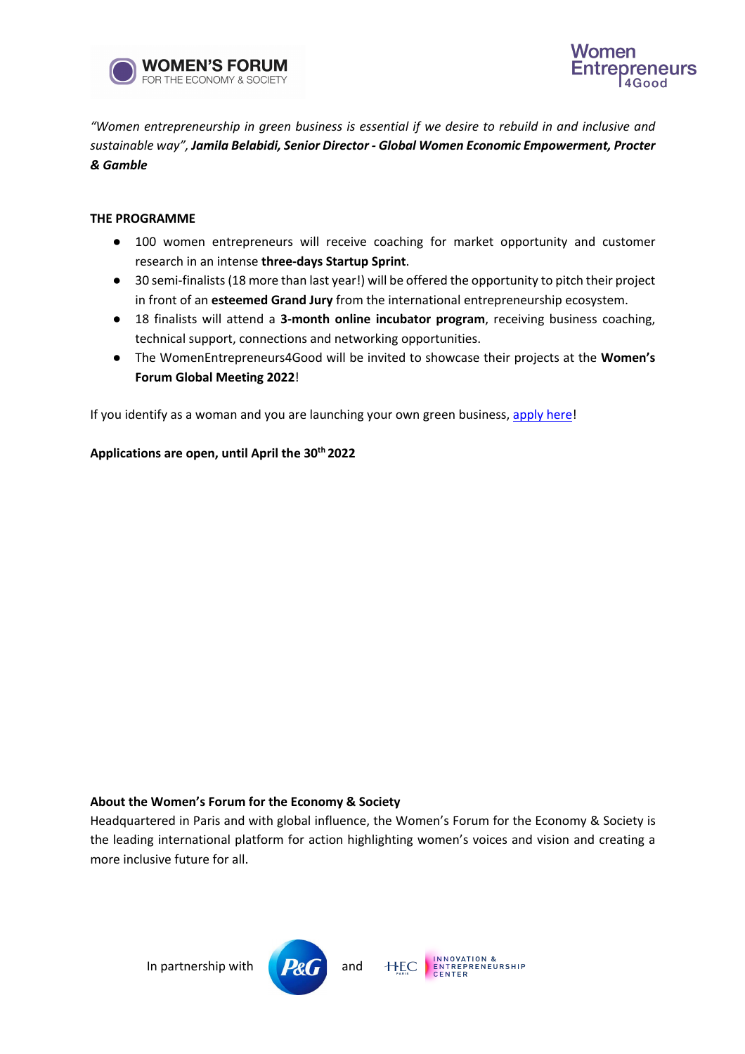*"Women entrepreneurship in green business is essential if we desire to rebuild in and inclusive and sustainable way", **Jamila Belabidi, Senior Director - Global Women Economic Empowerment, Procter & Gamble***

**THE PROGRAMME**

- 100 women entrepreneurs will receive coaching for market opportunity and customer research in an intense **three-days Startup Sprint**.
- 30 semi-finalists (18 more than last year!) will be offered the opportunity to pitch their project in front of an **esteemed Grand Jury** from the international entrepreneurship ecosystem.
- 18 finalists will attend a **3-month online incubator program**, receiving business coaching, technical support, connections and networking opportunities.
- The WomenEntrepreneurs4Good will be invited to showcase their projects at the **Women's Forum Global Meeting 2022**!

If you identify as a woman and you are launching your own green business, apply here!

**Applications are open, until April the 30th 2022**

**About the Women's Forum for the Economy & Society**

Headquartered in Paris and with global influence, the Women's Forum for the Economy & Society is the leading international platform for action highlighting women's voices and vision and creating a more inclusive future for all.

In partnership with P&G and HEC Paris Innovation & Entrepreneurship Center